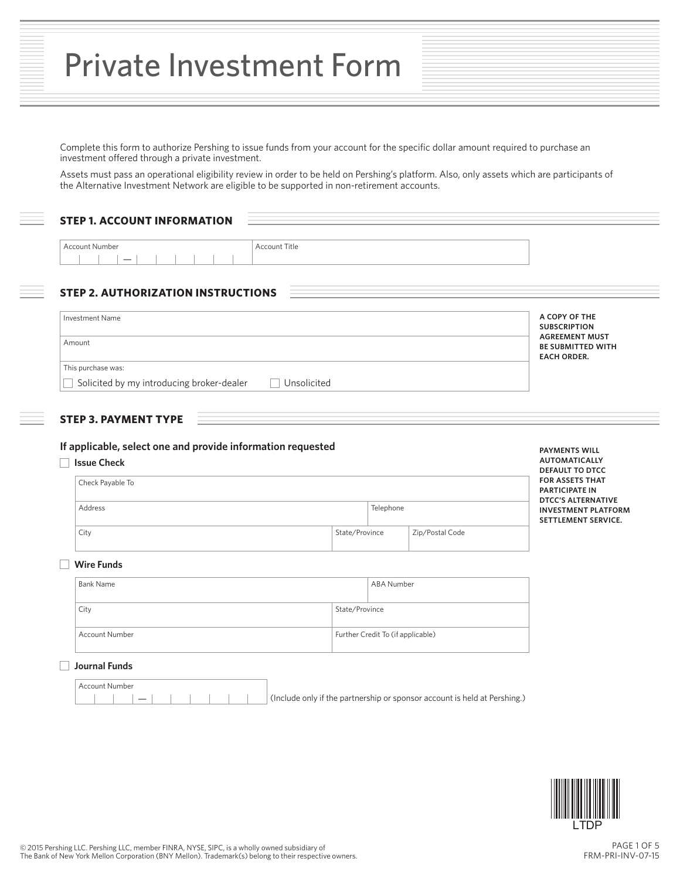# Private Investment Form

Complete this form to authorize Pershing to issue funds from your account for the specific dollar amount required to purchase an investment offered through a private investment.

Assets must pass an operational eligibility review in order to be held on Pershing's platform. Also, only assets which are participants of the Alternative Investment Network are eligible to be supported in non-retirement accounts.

## STEP 1. ACCOUNT INFORMATION

| Account Number | Account Title |
|---|---|
| — | |

## STEP 2. AUTHORIZATION INSTRUCTIONS

**A COPY OF THE SUBSCRIPTION AGREEMENT MUST BE SUBMITTED WITH EACH ORDER.**

| |
|---|
| Investment Name |
| Amount |
| This purchase was: ☐ Solicited by my introducing broker-dealer ☐ Unsolicited |

## STEP 3. PAYMENT TYPE

**PAYMENTS WILL AUTOMATICALLY DEFAULT TO DTCC FOR ASSETS THAT PARTICIPATE IN DTCC'S ALTERNATIVE INVESTMENT PLATFORM SETTLEMENT SERVICE.**

**If applicable, select one and provide information requested**

☐ **Issue Check**

| Check Payable To | | |
|---|---|---|
| Address | | Telephone |
| City | State/Province | Zip/Postal Code |

☐ **Wire Funds**

| Bank Name | ABA Number |
|---|---|
| City | State/Province |
| Account Number | Further Credit To (if applicable) |

☐ **Journal Funds**

| Account Number |
|---|
| — |

(Include only if the partnership or sponsor account is held at Pershing.)

LTDP

© 2015 Pershing LLC. Pershing LLC, member FINRA, NYSE, SIPC, is a wholly owned subsidiary of The Bank of New York Mellon Corporation (BNY Mellon). Trademark(s) belong to their respective owners.

FRM-PRI-INV-07-15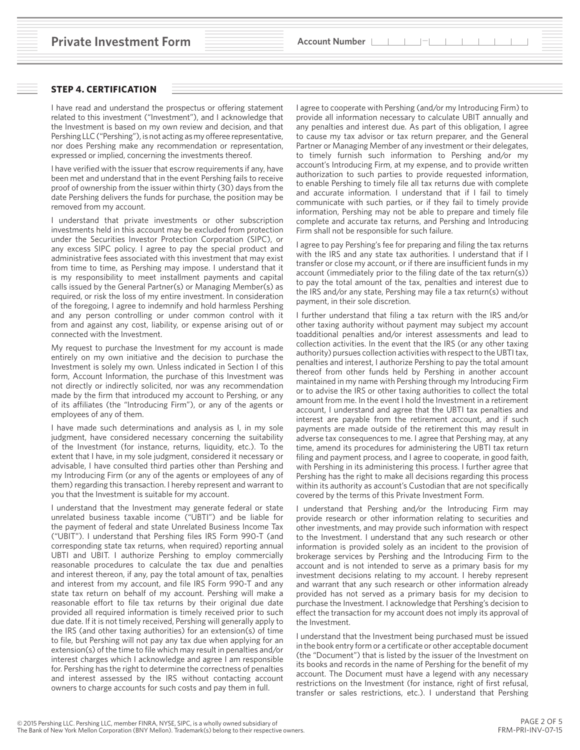# Private Investment Form

Account Number

## STEP 4. CERTIFICATION

I have read and understand the prospectus or offering statement related to this investment ("Investment"), and I acknowledge that the Investment is based on my own review and decision, and that Pershing LLC ("Pershing"), is not acting as my offeree representative, nor does Pershing make any recommendation or representation, expressed or implied, concerning the investments thereof.

I have verified with the issuer that escrow requirements if any, have been met and understand that in the event Pershing fails to receive proof of ownership from the issuer within thirty (30) days from the date Pershing delivers the funds for purchase, the position may be removed from my account.

I understand that private investments or other subscription investments held in this account may be excluded from protection under the Securities Investor Protection Corporation (SIPC), or any excess SIPC policy. I agree to pay the special product and administrative fees associated with this investment that may exist from time to time, as Pershing may impose. I understand that it is my responsibility to meet installment payments and capital calls issued by the General Partner(s) or Managing Member(s) as required, or risk the loss of my entire investment. In consideration of the foregoing, I agree to indemnify and hold harmless Pershing and any person controlling or under common control with it from and against any cost, liability, or expense arising out of or connected with the Investment.

My request to purchase the Investment for my account is made entirely on my own initiative and the decision to purchase the Investment is solely my own. Unless indicated in Section I of this form, Account Information, the purchase of this Investment was not directly or indirectly solicited, nor was any recommendation made by the firm that introduced my account to Pershing, or any of its affiliates (the "Introducing Firm"), or any of the agents or employees of any of them.

I have made such determinations and analysis as I, in my sole judgment, have considered necessary concerning the suitability of the Investment (for instance, returns, liquidity, etc.). To the extent that I have, in my sole judgment, considered it necessary or advisable, I have consulted third parties other than Pershing and my Introducing Firm (or any of the agents or employees of any of them) regarding this transaction. I hereby represent and warrant to you that the Investment is suitable for my account.

I understand that the Investment may generate federal or state unrelated business taxable income ("UBTI") and be liable for the payment of federal and state Unrelated Business Income Tax ("UBIT"). I understand that Pershing files IRS Form 990-T (and corresponding state tax returns, when required) reporting annual UBTI and UBIT. I authorize Pershing to employ commercially reasonable procedures to calculate the tax due and penalties and interest thereon, if any, pay the total amount of tax, penalties and interest from my account, and file IRS Form 990-T and any state tax return on behalf of my account. Pershing will make a reasonable effort to file tax returns by their original due date provided all required information is timely received prior to such due date. If it is not timely received, Pershing will generally apply to the IRS (and other taxing authorities) for an extension(s) of time to file, but Pershing will not pay any tax due when applying for an extension(s) of the time to file which may result in penalties and/or interest charges which I acknowledge and agree I am responsible for. Pershing has the right to determine the correctness of penalties and interest assessed by the IRS without contacting account owners to charge accounts for such costs and pay them in full.

I agree to cooperate with Pershing (and/or my Introducing Firm) to provide all information necessary to calculate UBIT annually and any penalties and interest due. As part of this obligation, I agree to cause my tax advisor or tax return preparer, and the General Partner or Managing Member of any investment or their delegates, to timely furnish such information to Pershing and/or my account's Introducing Firm, at my expense, and to provide written authorization to such parties to provide requested information, to enable Pershing to timely file all tax returns due with complete and accurate information. I understand that if I fail to timely communicate with such parties, or if they fail to timely provide information, Pershing may not be able to prepare and timely file complete and accurate tax returns, and Pershing and Introducing Firm shall not be responsible for such failure.

I agree to pay Pershing's fee for preparing and filing the tax returns with the IRS and any state tax authorities. I understand that if I transfer or close my account, or if there are insufficient funds in my account (immediately prior to the filing date of the tax return(s)) to pay the total amount of the tax, penalties and interest due to the IRS and/or any state, Pershing may file a tax return(s) without payment, in their sole discretion.

I further understand that filing a tax return with the IRS and/or other taxing authority without payment may subject my account toadditional penalties and/or interest assessments and lead to collection activities. In the event that the IRS (or any other taxing authority) pursues collection activities with respect to the UBTI tax, penalties and interest, I authorize Pershing to pay the total amount thereof from other funds held by Pershing in another account maintained in my name with Pershing through my Introducing Firm or to advise the IRS or other taxing authorities to collect the total amount from me. In the event I hold the Investment in a retirement account, I understand and agree that the UBTI tax penalties and interest are payable from the retirement account, and if such payments are made outside of the retirement this may result in adverse tax consequences to me. I agree that Pershing may, at any time, amend its procedures for administering the UBTI tax return filing and payment process, and I agree to cooperate, in good faith, with Pershing in its administering this process. I further agree that Pershing has the right to make all decisions regarding this process within its authority as account's Custodian that are not specifically covered by the terms of this Private Investment Form.

I understand that Pershing and/or the Introducing Firm may provide research or other information relating to securities and other investments, and may provide such information with respect to the Investment. I understand that any such research or other information is provided solely as an incident to the provision of brokerage services by Pershing and the Introducing Firm to the account and is not intended to serve as a primary basis for my investment decisions relating to my account. I hereby represent and warrant that any such research or other information already provided has not served as a primary basis for my decision to purchase the Investment. I acknowledge that Pershing's decision to effect the transaction for my account does not imply its approval of the Investment.

I understand that the Investment being purchased must be issued in the book entry form or a certificate or other acceptable document (the "Document") that is listed by the issuer of the Investment on its books and records in the name of Pershing for the benefit of my account. The Document must have a legend with any necessary restrictions on the Investment (for instance, right of first refusal, transfer or sales restrictions, etc.). I understand that Pershing

© 2015 Pershing LLC. Pershing LLC, member FINRA, NYSE, SIPC, is a wholly owned subsidiary of The Bank of New York Mellon Corporation (BNY Mellon). Trademark(s) belong to their respective owners.

FRM-PRI-INV-07-15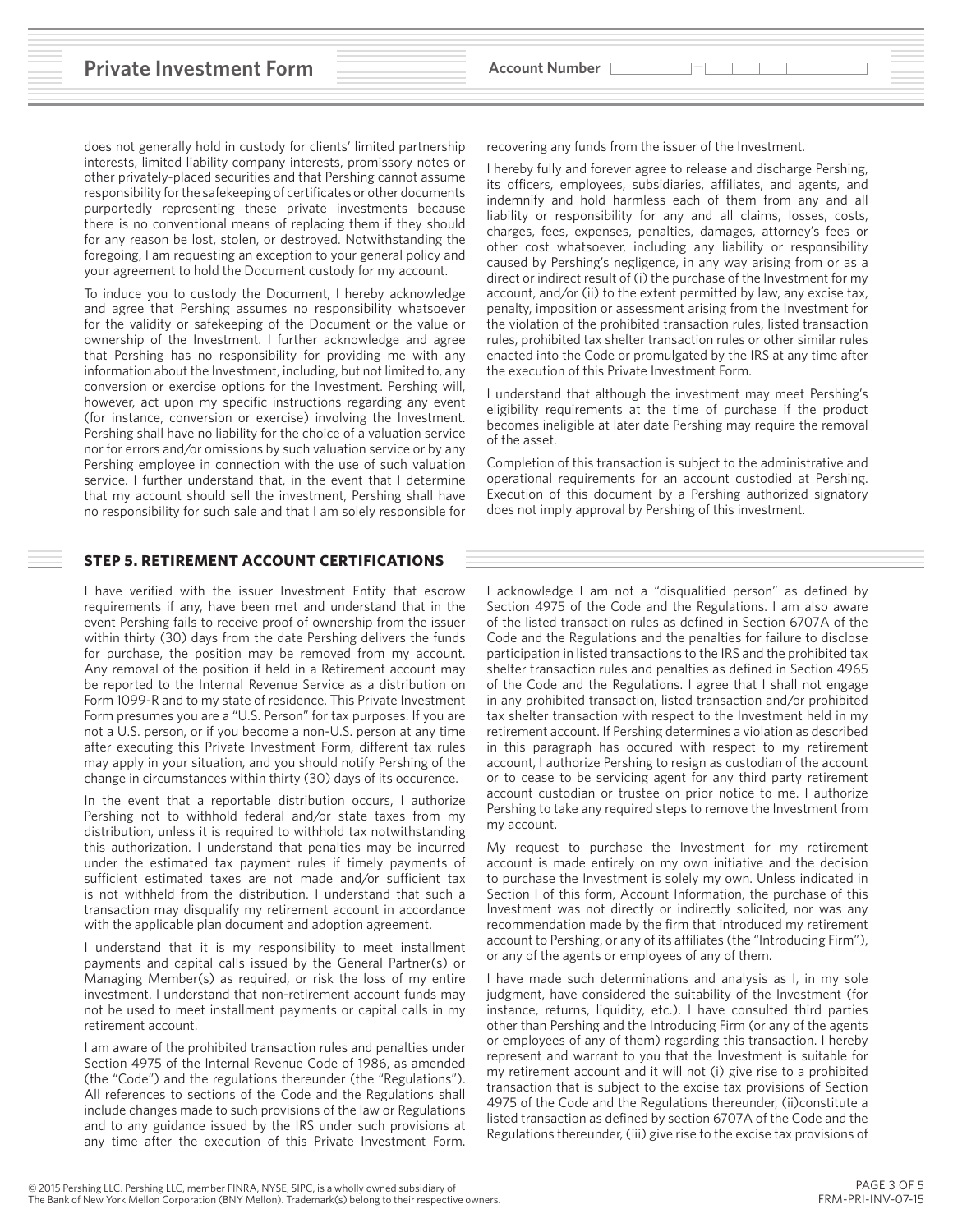does not generally hold in custody for clients' limited partnership interests, limited liability company interests, promissory notes or other privately-placed securities and that Pershing cannot assume responsibility for the safekeeping of certificates or other documents purportedly representing these private investments because there is no conventional means of replacing them if they should for any reason be lost, stolen, or destroyed. Notwithstanding the foregoing, I am requesting an exception to your general policy and your agreement to hold the Document custody for my account.

To induce you to custody the Document, I hereby acknowledge and agree that Pershing assumes no responsibility whatsoever for the validity or safekeeping of the Document or the value or ownership of the Investment. I further acknowledge and agree that Pershing has no responsibility for providing me with any information about the Investment, including, but not limited to, any conversion or exercise options for the Investment. Pershing will, however, act upon my specific instructions regarding any event (for instance, conversion or exercise) involving the Investment. Pershing shall have no liability for the choice of a valuation service nor for errors and/or omissions by such valuation service or by any Pershing employee in connection with the use of such valuation service. I further understand that, in the event that I determine that my account should sell the investment, Pershing shall have no responsibility for such sale and that I am solely responsible for recovering any funds from the issuer of the Investment.

I hereby fully and forever agree to release and discharge Pershing, its officers, employees, subsidiaries, affiliates, and agents, and indemnify and hold harmless each of them from any and all liability or responsibility for any and all claims, losses, costs, charges, fees, expenses, penalties, damages, attorney's fees or other cost whatsoever, including any liability or responsibility caused by Pershing's negligence, in any way arising from or as a direct or indirect result of (i) the purchase of the Investment for my account, and/or (ii) to the extent permitted by law, any excise tax, penalty, imposition or assessment arising from the Investment for the violation of the prohibited transaction rules, listed transaction rules, prohibited tax shelter transaction rules or other similar rules enacted into the Code or promulgated by the IRS at any time after the execution of this Private Investment Form.

I understand that although the investment may meet Pershing's eligibility requirements at the time of purchase if the product becomes ineligible at later date Pershing may require the removal of the asset.

Completion of this transaction is subject to the administrative and operational requirements for an account custodied at Pershing. Execution of this document by a Pershing authorized signatory does not imply approval by Pershing of this investment.

## STEP 5. RETIREMENT ACCOUNT CERTIFICATIONS

I have verified with the issuer Investment Entity that escrow requirements if any, have been met and understand that in the event Pershing fails to receive proof of ownership from the issuer within thirty (30) days from the date Pershing delivers the funds for purchase, the position may be removed from my account. Any removal of the position if held in a Retirement account may be reported to the Internal Revenue Service as a distribution on Form 1099-R and to my state of residence. This Private Investment Form presumes you are a "U.S. Person" for tax purposes. If you are not a U.S. person, or if you become a non-U.S. person at any time after executing this Private Investment Form, different tax rules may apply in your situation, and you should notify Pershing of the change in circumstances within thirty (30) days of its occurence.

In the event that a reportable distribution occurs, I authorize Pershing not to withhold federal and/or state taxes from my distribution, unless it is required to withhold tax notwithstanding this authorization. I understand that penalties may be incurred under the estimated tax payment rules if timely payments of sufficient estimated taxes are not made and/or sufficient tax is not withheld from the distribution. I understand that such a transaction may disqualify my retirement account in accordance with the applicable plan document and adoption agreement.

I understand that it is my responsibility to meet installment payments and capital calls issued by the General Partner(s) or Managing Member(s) as required, or risk the loss of my entire investment. I understand that non-retirement account funds may not be used to meet installment payments or capital calls in my retirement account.

I am aware of the prohibited transaction rules and penalties under Section 4975 of the Internal Revenue Code of 1986, as amended (the "Code") and the regulations thereunder (the "Regulations"). All references to sections of the Code and the Regulations shall include changes made to such provisions of the law or Regulations and to any guidance issued by the IRS under such provisions at any time after the execution of this Private Investment Form. I acknowledge I am not a "disqualified person" as defined by Section 4975 of the Code and the Regulations. I am also aware of the listed transaction rules as defined in Section 6707A of the Code and the Regulations and the penalties for failure to disclose participation in listed transactions to the IRS and the prohibited tax shelter transaction rules and penalties as defined in Section 4965 of the Code and the Regulations. I agree that I shall not engage in any prohibited transaction, listed transaction and/or prohibited tax shelter transaction with respect to the Investment held in my retirement account. If Pershing determines a violation as described in this paragraph has occured with respect to my retirement account, I authorize Pershing to resign as custodian of the account or to cease to be servicing agent for any third party retirement account custodian or trustee on prior notice to me. I authorize Pershing to take any required steps to remove the Investment from my account.

My request to purchase the Investment for my retirement account is made entirely on my own initiative and the decision to purchase the Investment is solely my own. Unless indicated in Section I of this form, Account Information, the purchase of this Investment was not directly or indirectly solicited, nor was any recommendation made by the firm that introduced my retirement account to Pershing, or any of its affiliates (the "Introducing Firm"), or any of the agents or employees of any of them.

I have made such determinations and analysis as I, in my sole judgment, have considered the suitability of the Investment (for instance, returns, liquidity, etc.). I have consulted third parties other than Pershing and the Introducing Firm (or any of the agents or employees of any of them) regarding this transaction. I hereby represent and warrant to you that the Investment is suitable for my retirement account and it will not (i) give rise to a prohibited transaction that is subject to the excise tax provisions of Section 4975 of the Code and the Regulations thereunder, (ii)constitute a listed transaction as defined by section 6707A of the Code and the Regulations thereunder, (iii) give rise to the excise tax provisions of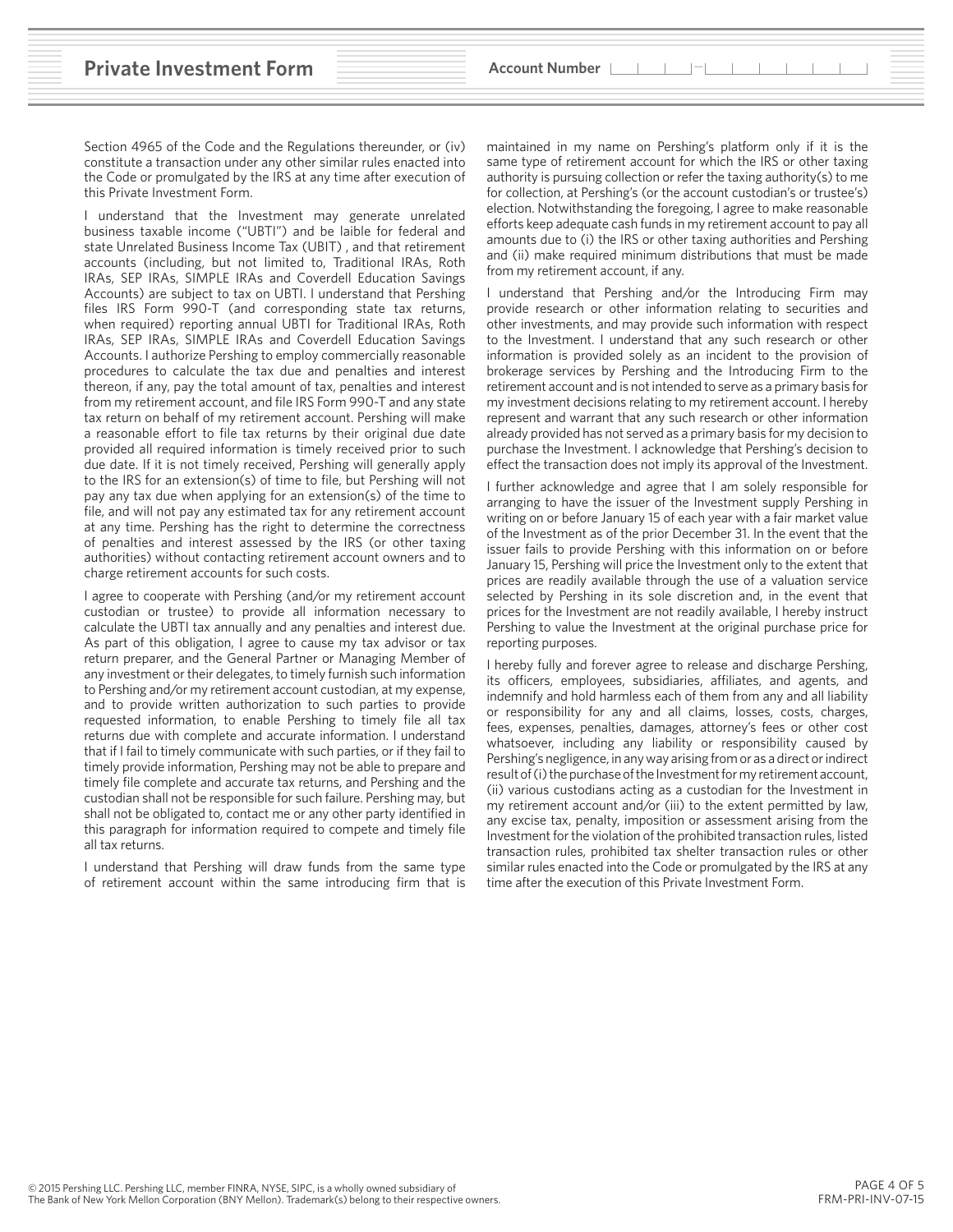Section 4965 of the Code and the Regulations thereunder, or (iv) constitute a transaction under any other similar rules enacted into the Code or promulgated by the IRS at any time after execution of this Private Investment Form.

I understand that the Investment may generate unrelated business taxable income ("UBTI") and be laible for federal and state Unrelated Business Income Tax (UBIT) , and that retirement accounts (including, but not limited to, Traditional IRAs, Roth IRAs, SEP IRAs, SIMPLE IRAs and Coverdell Education Savings Accounts) are subject to tax on UBTI. I understand that Pershing files IRS Form 990-T (and corresponding state tax returns, when required) reporting annual UBTI for Traditional IRAs, Roth IRAs, SEP IRAs, SIMPLE IRAs and Coverdell Education Savings Accounts. I authorize Pershing to employ commercially reasonable procedures to calculate the tax due and penalties and interest thereon, if any, pay the total amount of tax, penalties and interest from my retirement account, and file IRS Form 990-T and any state tax return on behalf of my retirement account. Pershing will make a reasonable effort to file tax returns by their original due date provided all required information is timely received prior to such due date. If it is not timely received, Pershing will generally apply to the IRS for an extension(s) of time to file, but Pershing will not pay any tax due when applying for an extension(s) of the time to file, and will not pay any estimated tax for any retirement account at any time. Pershing has the right to determine the correctness of penalties and interest assessed by the IRS (or other taxing authorities) without contacting retirement account owners and to charge retirement accounts for such costs.

I agree to cooperate with Pershing (and/or my retirement account custodian or trustee) to provide all information necessary to calculate the UBTI tax annually and any penalties and interest due. As part of this obligation, I agree to cause my tax advisor or tax return preparer, and the General Partner or Managing Member of any investment or their delegates, to timely furnish such information to Pershing and/or my retirement account custodian, at my expense, and to provide written authorization to such parties to provide requested information, to enable Pershing to timely file all tax returns due with complete and accurate information. I understand that if I fail to timely communicate with such parties, or if they fail to timely provide information, Pershing may not be able to prepare and timely file complete and accurate tax returns, and Pershing and the custodian shall not be responsible for such failure. Pershing may, but shall not be obligated to, contact me or any other party identified in this paragraph for information required to compete and timely file all tax returns.

I understand that Pershing will draw funds from the same type of retirement account within the same introducing firm that is maintained in my name on Pershing's platform only if it is the same type of retirement account for which the IRS or other taxing authority is pursuing collection or refer the taxing authority(s) to me for collection, at Pershing's (or the account custodian's or trustee's) election. Notwithstanding the foregoing, I agree to make reasonable efforts keep adequate cash funds in my retirement account to pay all amounts due to (i) the IRS or other taxing authorities and Pershing and (ii) make required minimum distributions that must be made from my retirement account, if any.

I understand that Pershing and/or the Introducing Firm may provide research or other information relating to securities and other investments, and may provide such information with respect to the Investment. I understand that any such research or other information is provided solely as an incident to the provision of brokerage services by Pershing and the Introducing Firm to the retirement account and is not intended to serve as a primary basis for my investment decisions relating to my retirement account. I hereby represent and warrant that any such research or other information already provided has not served as a primary basis for my decision to purchase the Investment. I acknowledge that Pershing's decision to effect the transaction does not imply its approval of the Investment.

I further acknowledge and agree that I am solely responsible for arranging to have the issuer of the Investment supply Pershing in writing on or before January 15 of each year with a fair market value of the Investment as of the prior December 31. In the event that the issuer fails to provide Pershing with this information on or before January 15, Pershing will price the Investment only to the extent that prices are readily available through the use of a valuation service selected by Pershing in its sole discretion and, in the event that prices for the Investment are not readily available, I hereby instruct Pershing to value the Investment at the original purchase price for reporting purposes.

I hereby fully and forever agree to release and discharge Pershing, its officers, employees, subsidiaries, affiliates, and agents, and indemnify and hold harmless each of them from any and all liability or responsibility for any and all claims, losses, costs, charges, fees, expenses, penalties, damages, attorney's fees or other cost whatsoever, including any liability or responsibility caused by Pershing's negligence, in any way arising from or as a direct or indirect result of (i) the purchase of the Investment for my retirement account, (ii) various custodians acting as a custodian for the Investment in my retirement account and/or (iii) to the extent permitted by law, any excise tax, penalty, imposition or assessment arising from the Investment for the violation of the prohibited transaction rules, listed transaction rules, prohibited tax shelter transaction rules or other similar rules enacted into the Code or promulgated by the IRS at any time after the execution of this Private Investment Form.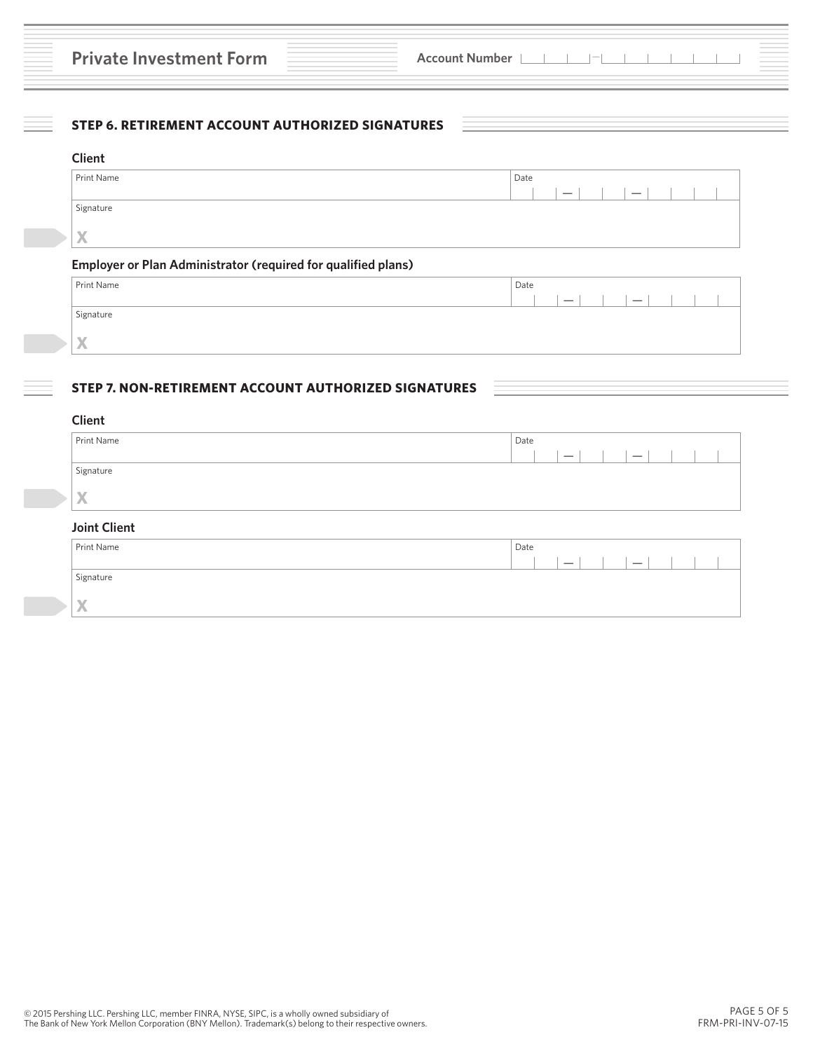# Private Investment Form

Account Number

## STEP 6. RETIREMENT ACCOUNT AUTHORIZED SIGNATURES

### Client

| Print Name | Date |
|---|---|
| | — — |

Signature

X

### Employer or Plan Administrator (required for qualified plans)

| Print Name | Date |
|---|---|
| | — — |

Signature

X

## STEP 7. NON-RETIREMENT ACCOUNT AUTHORIZED SIGNATURES

### Client

| Print Name | Date |
|---|---|
| | — — |

Signature

X

### Joint Client

| Print Name | Date |
|---|---|
| | — — |

Signature

X

© 2015 Pershing LLC. Pershing LLC, member FINRA, NYSE, SIPC, is a wholly owned subsidiary of The Bank of New York Mellon Corporation (BNY Mellon). Trademark(s) belong to their respective owners.

FRM-PRI-INV-07-15